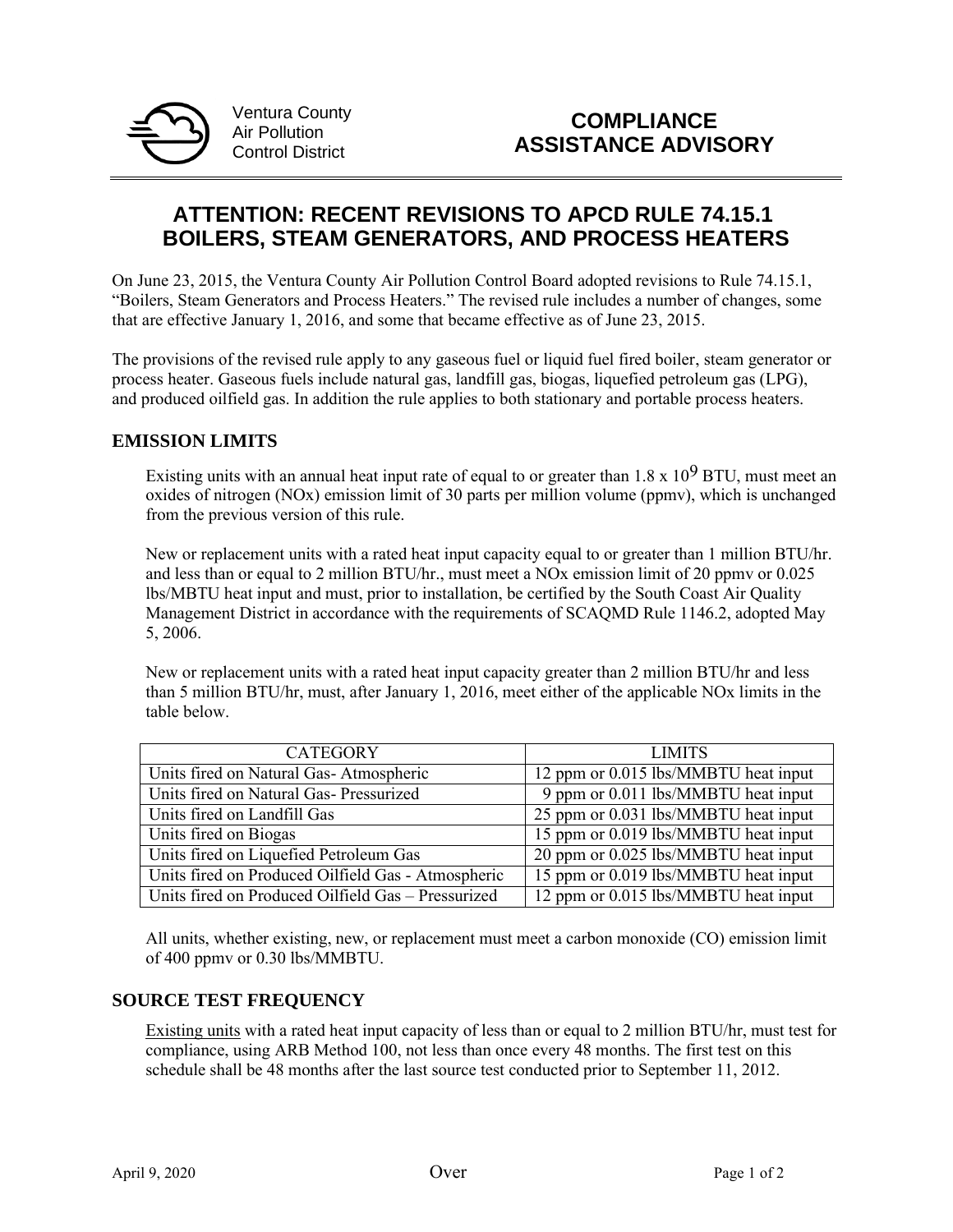Ventura County
Air Pollution
Control District

**COMPLIANCE ASSISTANCE ADVISORY**

# ATTENTION: RECENT REVISIONS TO APCD RULE 74.15.1 BOILERS, STEAM GENERATORS, AND PROCESS HEATERS

On June 23, 2015, the Ventura County Air Pollution Control Board adopted revisions to Rule 74.15.1, "Boilers, Steam Generators and Process Heaters." The revised rule includes a number of changes, some that are effective January 1, 2016, and some that became effective as of June 23, 2015.

The provisions of the revised rule apply to any gaseous fuel or liquid fuel fired boiler, steam generator or process heater. Gaseous fuels include natural gas, landfill gas, biogas, liquefied petroleum gas (LPG), and produced oilfield gas. In addition the rule applies to both stationary and portable process heaters.

## EMISSION LIMITS

Existing units with an annual heat input rate of equal to or greater than $1.8 \times 10^9$ BTU, must meet an oxides of nitrogen (NOx) emission limit of 30 parts per million volume (ppmv), which is unchanged from the previous version of this rule.

New or replacement units with a rated heat input capacity equal to or greater than 1 million BTU/hr. and less than or equal to 2 million BTU/hr., must meet a NOx emission limit of 20 ppmv or 0.025 lbs/MBTU heat input and must, prior to installation, be certified by the South Coast Air Quality Management District in accordance with the requirements of SCAQMD Rule 1146.2, adopted May 5, 2006.

New or replacement units with a rated heat input capacity greater than 2 million BTU/hr and less than 5 million BTU/hr, must, after January 1, 2016, meet either of the applicable NOx limits in the table below.

| CATEGORY | LIMITS |
|---|---|
| Units fired on Natural Gas- Atmospheric | 12 ppm or 0.015 lbs/MMBTU heat input |
| Units fired on Natural Gas- Pressurized | 9 ppm or 0.011 lbs/MMBTU heat input |
| Units fired on Landfill Gas | 25 ppm or 0.031 lbs/MMBTU heat input |
| Units fired on Biogas | 15 ppm or 0.019 lbs/MMBTU heat input |
| Units fired on Liquefied Petroleum Gas | 20 ppm or 0.025 lbs/MMBTU heat input |
| Units fired on Produced Oilfield Gas - Atmospheric | 15 ppm or 0.019 lbs/MMBTU heat input |
| Units fired on Produced Oilfield Gas – Pressurized | 12 ppm or 0.015 lbs/MMBTU heat input |

All units, whether existing, new, or replacement must meet a carbon monoxide (CO) emission limit of 400 ppmv or 0.30 lbs/MMBTU.

## SOURCE TEST FREQUENCY

Existing units with a rated heat input capacity of less than or equal to 2 million BTU/hr, must test for compliance, using ARB Method 100, not less than once every 48 months. The first test on this schedule shall be 48 months after the last source test conducted prior to September 11, 2012.

April 9, 2020 Over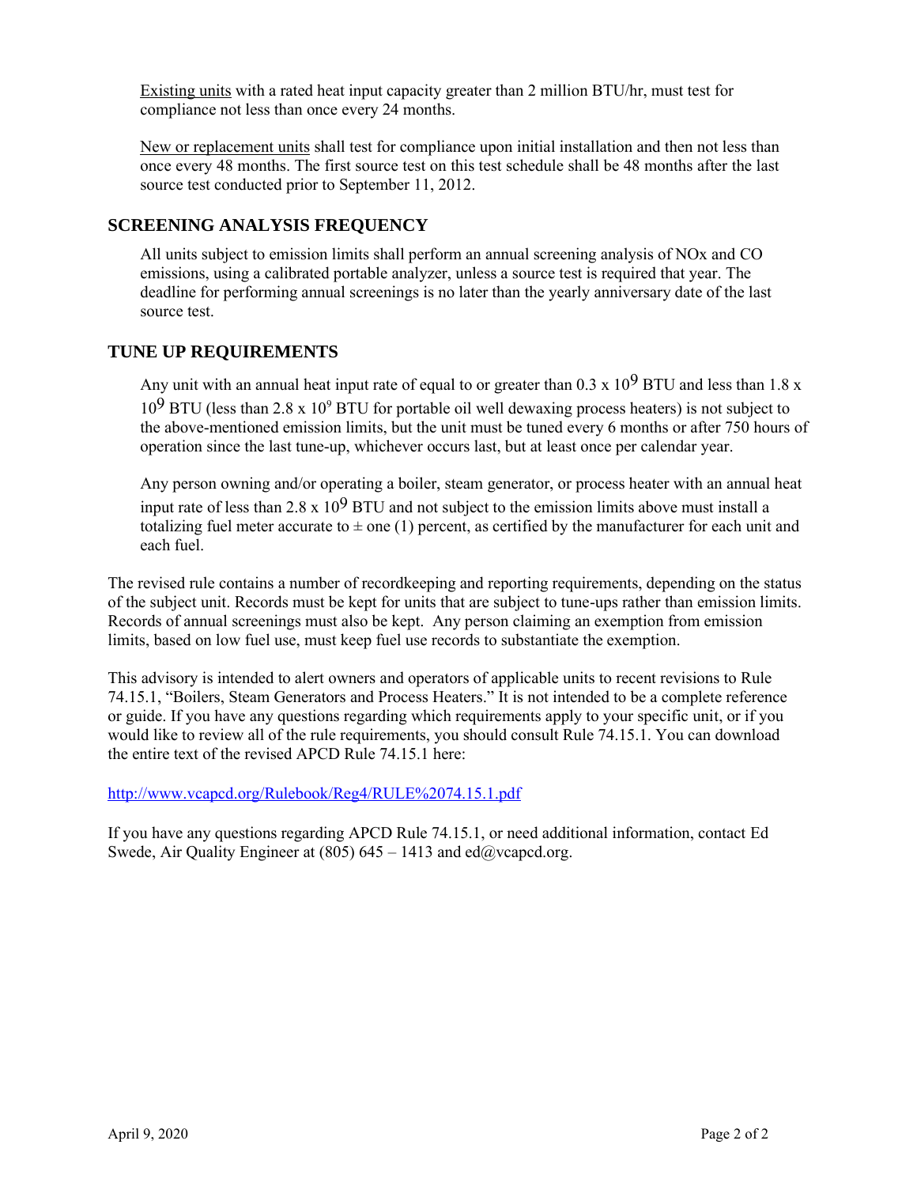Existing units with a rated heat input capacity greater than 2 million BTU/hr, must test for compliance not less than once every 24 months.

New or replacement units shall test for compliance upon initial installation and then not less than once every 48 months. The first source test on this test schedule shall be 48 months after the last source test conducted prior to September 11, 2012.

## SCREENING ANALYSIS FREQUENCY

All units subject to emission limits shall perform an annual screening analysis of NOx and CO emissions, using a calibrated portable analyzer, unless a source test is required that year. The deadline for performing annual screenings is no later than the yearly anniversary date of the last source test.

## TUNE UP REQUIREMENTS

Any unit with an annual heat input rate of equal to or greater than $0.3 \times 10^9$ BTU and less than $1.8 \times 10^9$ BTU (less than $2.8 \times 10^9$ BTU for portable oil well dewaxing process heaters) is not subject to the above-mentioned emission limits, but the unit must be tuned every 6 months or after 750 hours of operation since the last tune-up, whichever occurs last, but at least once per calendar year.

Any person owning and/or operating a boiler, steam generator, or process heater with an annual heat input rate of less than $2.8 \times 10^9$ BTU and not subject to the emission limits above must install a totalizing fuel meter accurate to ± one (1) percent, as certified by the manufacturer for each unit and each fuel.

The revised rule contains a number of recordkeeping and reporting requirements, depending on the status of the subject unit. Records must be kept for units that are subject to tune-ups rather than emission limits. Records of annual screenings must also be kept. Any person claiming an exemption from emission limits, based on low fuel use, must keep fuel use records to substantiate the exemption.

This advisory is intended to alert owners and operators of applicable units to recent revisions to Rule 74.15.1, "Boilers, Steam Generators and Process Heaters." It is not intended to be a complete reference or guide. If you have any questions regarding which requirements apply to your specific unit, or if you would like to review all of the rule requirements, you should consult Rule 74.15.1. You can download the entire text of the revised APCD Rule 74.15.1 here:

http://www.vcapcd.org/Rulebook/Reg4/RULE%2074.15.1.pdf

If you have any questions regarding APCD Rule 74.15.1, or need additional information, contact Ed Swede, Air Quality Engineer at (805) 645 – 1413 and ed@vcapcd.org.

April 9, 2020